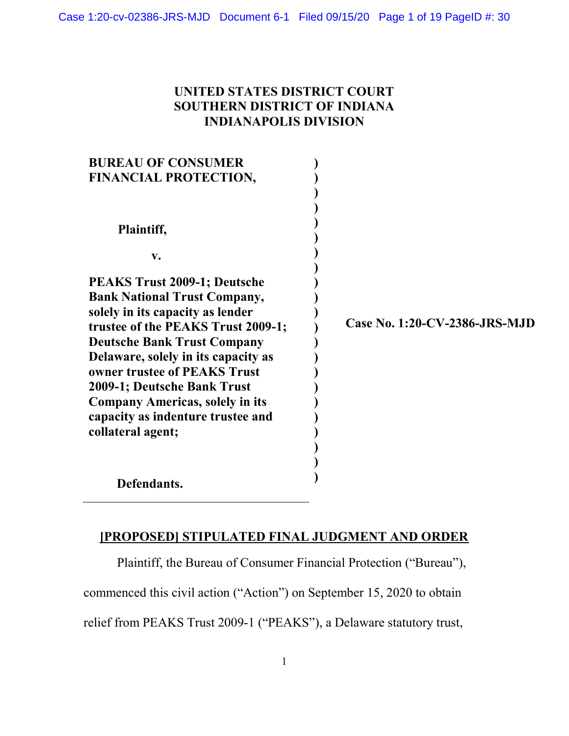**UNITED STATES DISTRICT COURT**
**SOUTHERN DISTRICT OF INDIANA**
**INDIANAPOLIS DIVISION**

| | | |
|---|---|---|
| **BUREAU OF CONSUMER FINANCIAL PROTECTION,** <br><br> **Plaintiff,** <br><br> **v.** <br><br> **PEAKS Trust 2009-1; Deutsche Bank National Trust Company, solely in its capacity as lender trustee of the PEAKS Trust 2009-1; Deutsche Bank Trust Company Delaware, solely in its capacity as owner trustee of PEAKS Trust 2009-1; Deutsche Bank Trust Company Americas, solely in its capacity as indenture trustee and collateral agent;** <br><br> **Defendants.** | ) | **Case No. 1:20-CV-2386-JRS-MJD** |

## [PROPOSED] STIPULATED FINAL JUDGMENT AND ORDER

Plaintiff, the Bureau of Consumer Financial Protection ("Bureau"), commenced this civil action ("Action") on September 15, 2020 to obtain relief from PEAKS Trust 2009-1 ("PEAKS"), a Delaware statutory trust,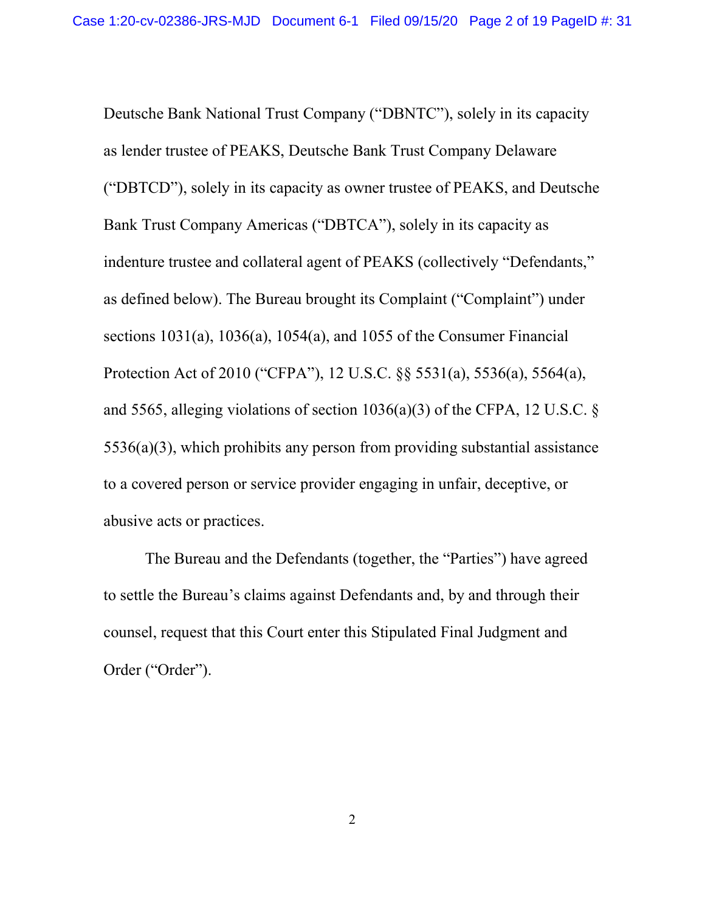Deutsche Bank National Trust Company ("DBNTC"), solely in its capacity as lender trustee of PEAKS, Deutsche Bank Trust Company Delaware ("DBTCD"), solely in its capacity as owner trustee of PEAKS, and Deutsche Bank Trust Company Americas ("DBTCA"), solely in its capacity as indenture trustee and collateral agent of PEAKS (collectively "Defendants," as defined below). The Bureau brought its Complaint ("Complaint") under sections 1031(a), 1036(a), 1054(a), and 1055 of the Consumer Financial Protection Act of 2010 ("CFPA"), 12 U.S.C. §§ 5531(a), 5536(a), 5564(a), and 5565, alleging violations of section 1036(a)(3) of the CFPA, 12 U.S.C. § 5536(a)(3), which prohibits any person from providing substantial assistance to a covered person or service provider engaging in unfair, deceptive, or abusive acts or practices.

The Bureau and the Defendants (together, the "Parties") have agreed to settle the Bureau's claims against Defendants and, by and through their counsel, request that this Court enter this Stipulated Final Judgment and Order ("Order").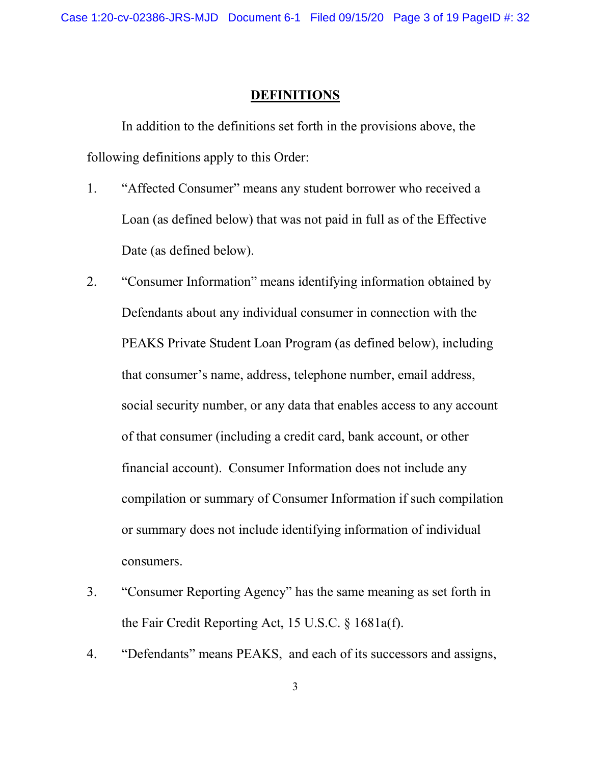## DEFINITIONS

In addition to the definitions set forth in the provisions above, the following definitions apply to this Order:

1. "Affected Consumer" means any student borrower who received a Loan (as defined below) that was not paid in full as of the Effective Date (as defined below).

2. "Consumer Information" means identifying information obtained by Defendants about any individual consumer in connection with the PEAKS Private Student Loan Program (as defined below), including that consumer's name, address, telephone number, email address, social security number, or any data that enables access to any account of that consumer (including a credit card, bank account, or other financial account). Consumer Information does not include any compilation or summary of Consumer Information if such compilation or summary does not include identifying information of individual consumers.

3. "Consumer Reporting Agency" has the same meaning as set forth in the Fair Credit Reporting Act, 15 U.S.C. § 1681a(f).

4. "Defendants" means PEAKS, and each of its successors and assigns,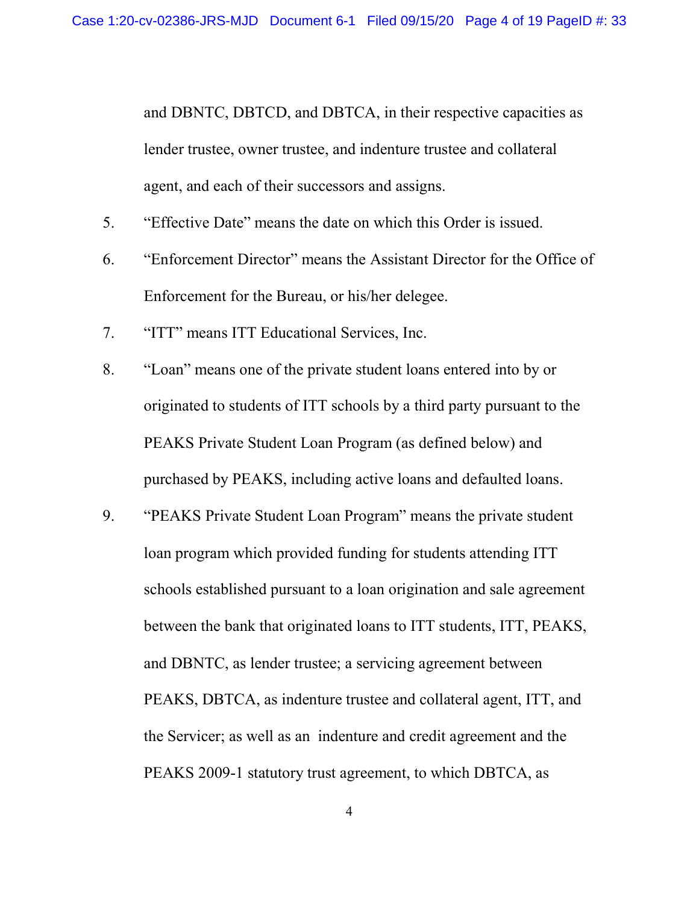and DBNTC, DBTCD, and DBTCA, in their respective capacities as lender trustee, owner trustee, and indenture trustee and collateral agent, and each of their successors and assigns.

5. "Effective Date" means the date on which this Order is issued.

6. "Enforcement Director" means the Assistant Director for the Office of Enforcement for the Bureau, or his/her delegee.

7. "ITT" means ITT Educational Services, Inc.

8. "Loan" means one of the private student loans entered into by or originated to students of ITT schools by a third party pursuant to the PEAKS Private Student Loan Program (as defined below) and purchased by PEAKS, including active loans and defaulted loans.

9. "PEAKS Private Student Loan Program" means the private student loan program which provided funding for students attending ITT schools established pursuant to a loan origination and sale agreement between the bank that originated loans to ITT students, ITT, PEAKS, and DBNTC, as lender trustee; a servicing agreement between PEAKS, DBTCA, as indenture trustee and collateral agent, ITT, and the Servicer; as well as an indenture and credit agreement and the PEAKS 2009-1 statutory trust agreement, to which DBTCA, as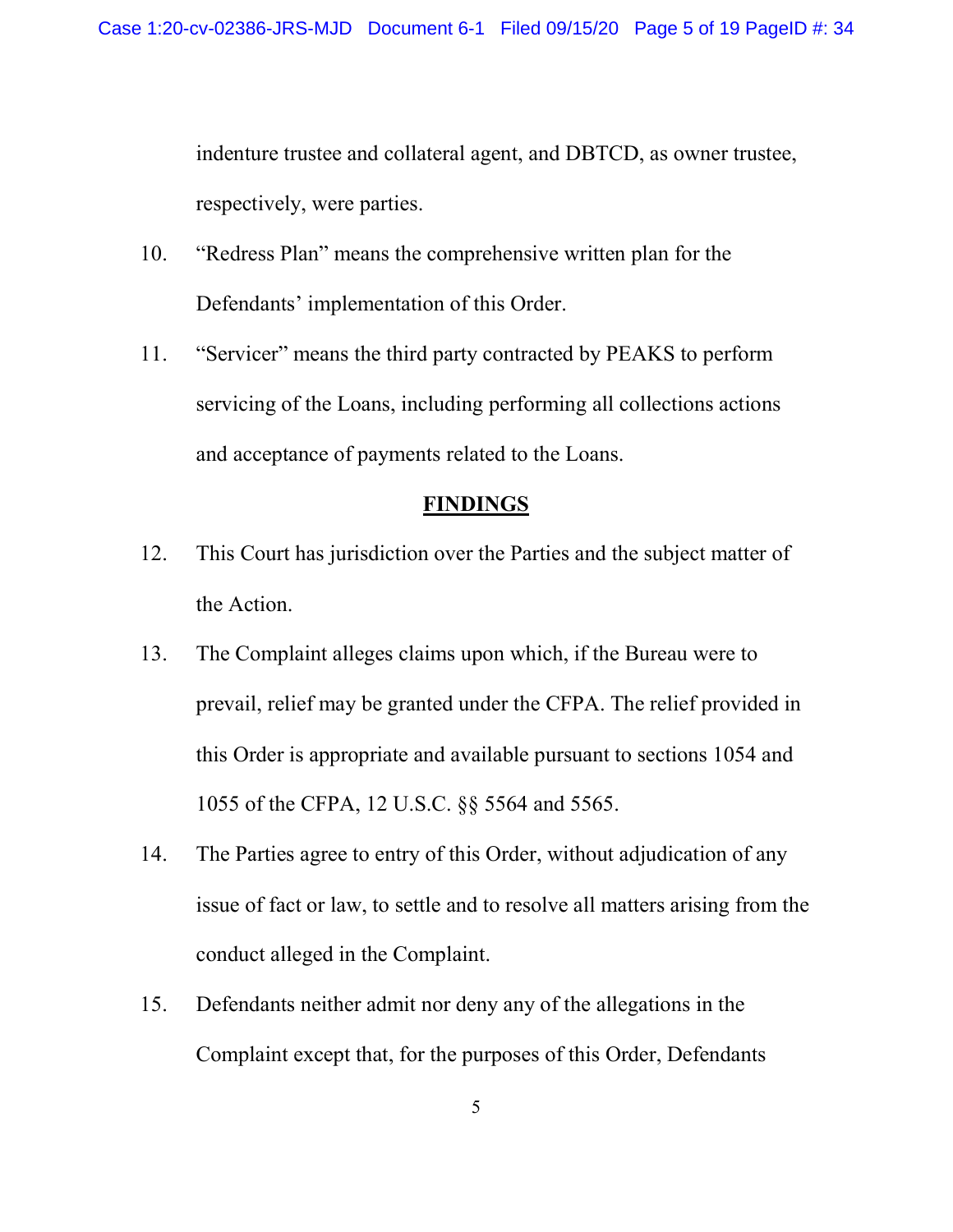indenture trustee and collateral agent, and DBTCD, as owner trustee, respectively, were parties.

10. "Redress Plan" means the comprehensive written plan for the Defendants' implementation of this Order.

11. "Servicer" means the third party contracted by PEAKS to perform servicing of the Loans, including performing all collections actions and acceptance of payments related to the Loans.

## FINDINGS

12. This Court has jurisdiction over the Parties and the subject matter of the Action.

13. The Complaint alleges claims upon which, if the Bureau were to prevail, relief may be granted under the CFPA. The relief provided in this Order is appropriate and available pursuant to sections 1054 and 1055 of the CFPA, 12 U.S.C. §§ 5564 and 5565.

14. The Parties agree to entry of this Order, without adjudication of any issue of fact or law, to settle and to resolve all matters arising from the conduct alleged in the Complaint.

15. Defendants neither admit nor deny any of the allegations in the Complaint except that, for the purposes of this Order, Defendants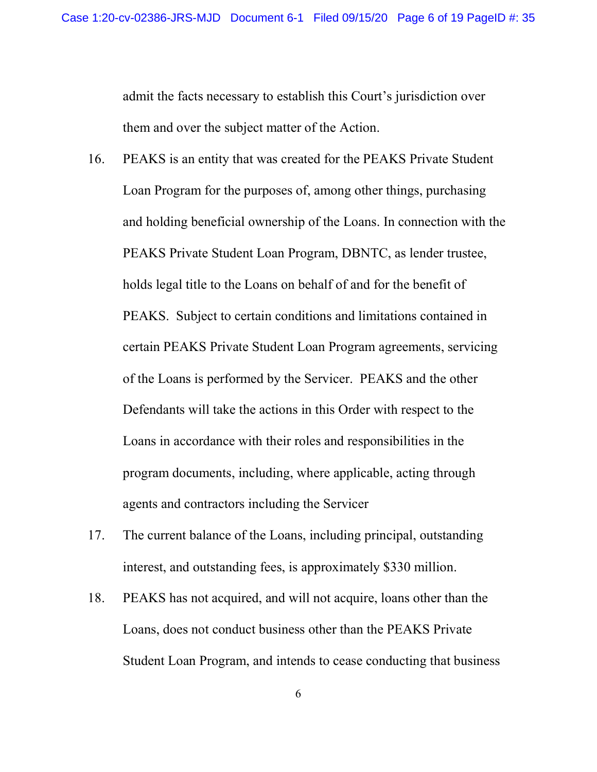admit the facts necessary to establish this Court's jurisdiction over them and over the subject matter of the Action.

16. PEAKS is an entity that was created for the PEAKS Private Student Loan Program for the purposes of, among other things, purchasing and holding beneficial ownership of the Loans. In connection with the PEAKS Private Student Loan Program, DBNTC, as lender trustee, holds legal title to the Loans on behalf of and for the benefit of PEAKS. Subject to certain conditions and limitations contained in certain PEAKS Private Student Loan Program agreements, servicing of the Loans is performed by the Servicer. PEAKS and the other Defendants will take the actions in this Order with respect to the Loans in accordance with their roles and responsibilities in the program documents, including, where applicable, acting through agents and contractors including the Servicer

17. The current balance of the Loans, including principal, outstanding interest, and outstanding fees, is approximately $330 million.

18. PEAKS has not acquired, and will not acquire, loans other than the Loans, does not conduct business other than the PEAKS Private Student Loan Program, and intends to cease conducting that business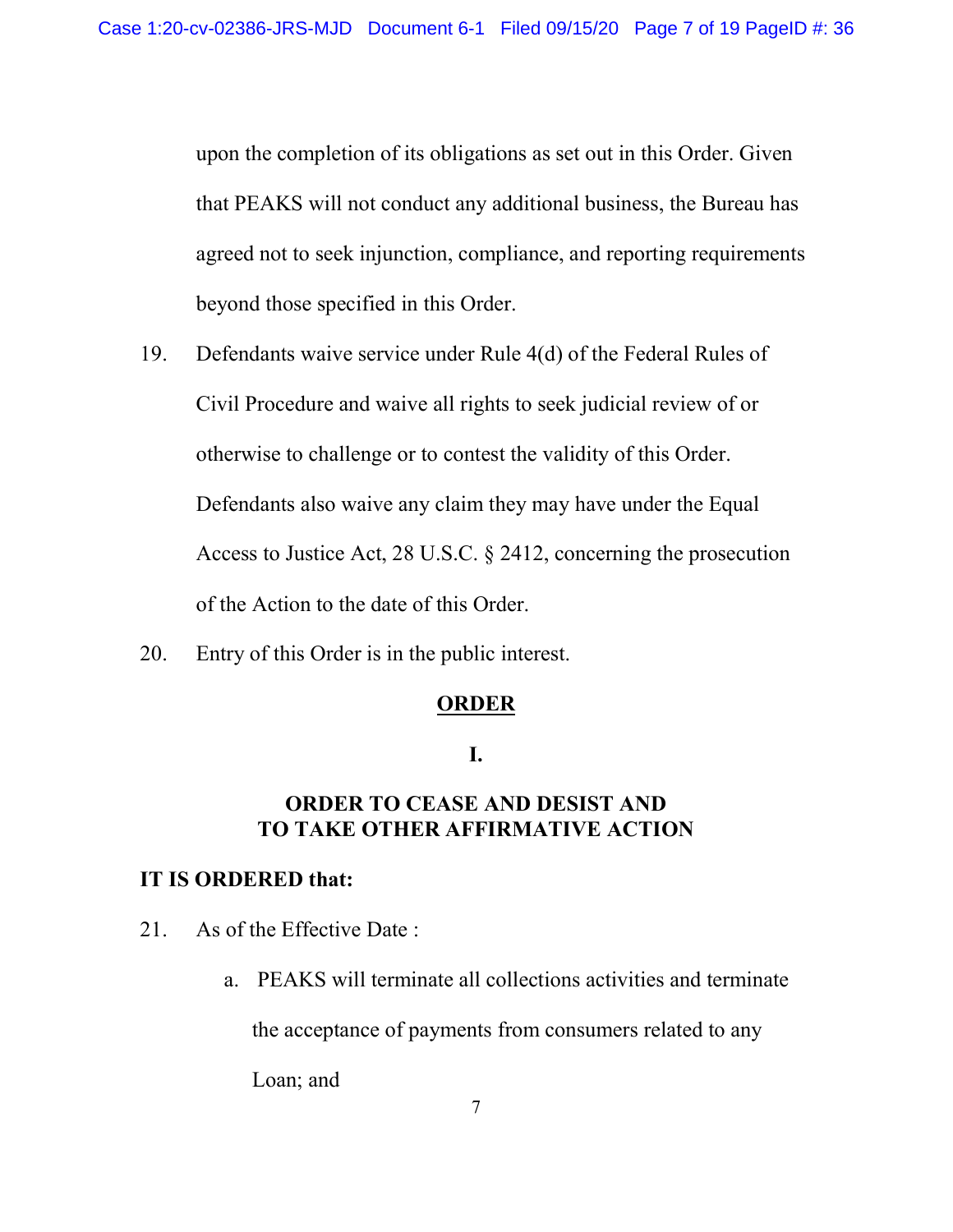upon the completion of its obligations as set out in this Order. Given that PEAKS will not conduct any additional business, the Bureau has agreed not to seek injunction, compliance, and reporting requirements beyond those specified in this Order.

19. Defendants waive service under Rule 4(d) of the Federal Rules of Civil Procedure and waive all rights to seek judicial review of or otherwise to challenge or to contest the validity of this Order. Defendants also waive any claim they may have under the Equal Access to Justice Act, 28 U.S.C. § 2412, concerning the prosecution of the Action to the date of this Order.

20. Entry of this Order is in the public interest.

## ORDER

### I.

### ORDER TO CEASE AND DESIST AND TO TAKE OTHER AFFIRMATIVE ACTION

**IT IS ORDERED that:**

21. As of the Effective Date :

    a. PEAKS will terminate all collections activities and terminate the acceptance of payments from consumers related to any Loan; and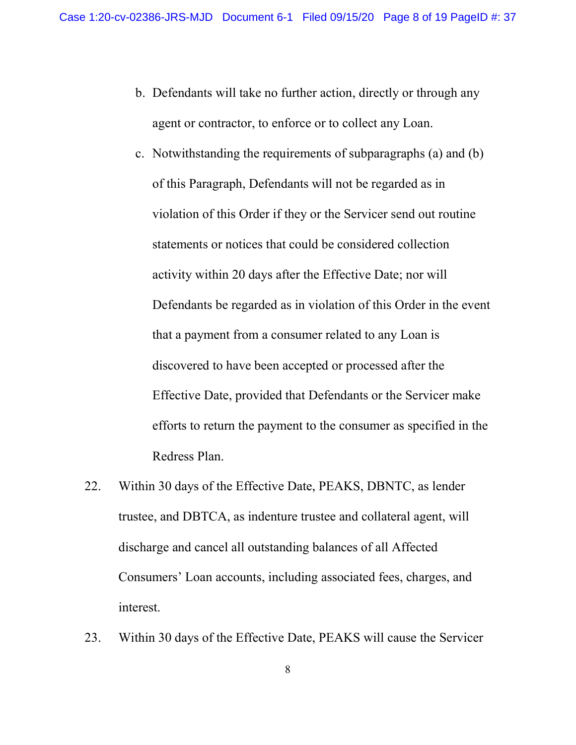b. Defendants will take no further action, directly or through any agent or contractor, to enforce or to collect any Loan.

c. Notwithstanding the requirements of subparagraphs (a) and (b) of this Paragraph, Defendants will not be regarded as in violation of this Order if they or the Servicer send out routine statements or notices that could be considered collection activity within 20 days after the Effective Date; nor will Defendants be regarded as in violation of this Order in the event that a payment from a consumer related to any Loan is discovered to have been accepted or processed after the Effective Date, provided that Defendants or the Servicer make efforts to return the payment to the consumer as specified in the Redress Plan.

22. Within 30 days of the Effective Date, PEAKS, DBNTC, as lender trustee, and DBTCA, as indenture trustee and collateral agent, will discharge and cancel all outstanding balances of all Affected Consumers' Loan accounts, including associated fees, charges, and interest.

23. Within 30 days of the Effective Date, PEAKS will cause the Servicer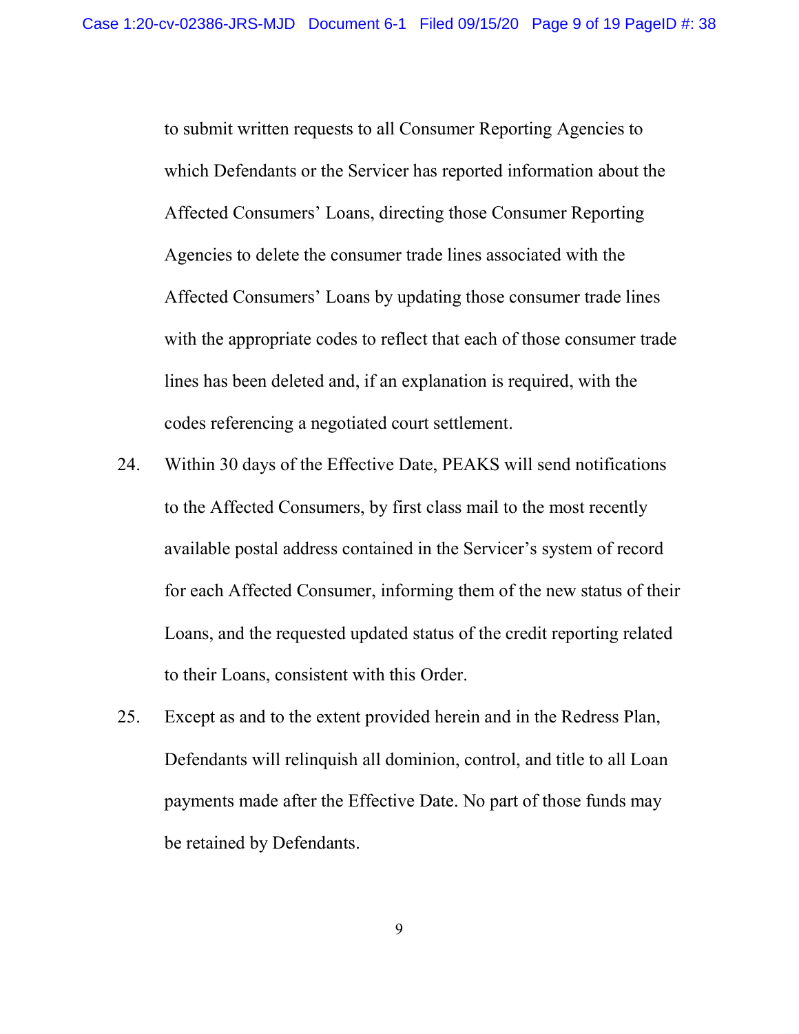to submit written requests to all Consumer Reporting Agencies to which Defendants or the Servicer has reported information about the Affected Consumers' Loans, directing those Consumer Reporting Agencies to delete the consumer trade lines associated with the Affected Consumers' Loans by updating those consumer trade lines with the appropriate codes to reflect that each of those consumer trade lines has been deleted and, if an explanation is required, with the codes referencing a negotiated court settlement.

24. Within 30 days of the Effective Date, PEAKS will send notifications to the Affected Consumers, by first class mail to the most recently available postal address contained in the Servicer's system of record for each Affected Consumer, informing them of the new status of their Loans, and the requested updated status of the credit reporting related to their Loans, consistent with this Order.

25. Except as and to the extent provided herein and in the Redress Plan, Defendants will relinquish all dominion, control, and title to all Loan payments made after the Effective Date. No part of those funds may be retained by Defendants.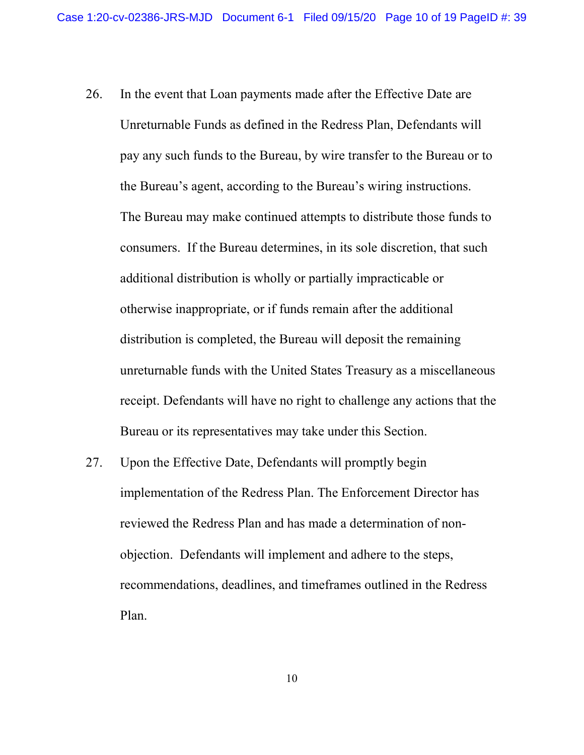26. In the event that Loan payments made after the Effective Date are Unreturnable Funds as defined in the Redress Plan, Defendants will pay any such funds to the Bureau, by wire transfer to the Bureau or to the Bureau's agent, according to the Bureau's wiring instructions. The Bureau may make continued attempts to distribute those funds to consumers. If the Bureau determines, in its sole discretion, that such additional distribution is wholly or partially impracticable or otherwise inappropriate, or if funds remain after the additional distribution is completed, the Bureau will deposit the remaining unreturnable funds with the United States Treasury as a miscellaneous receipt. Defendants will have no right to challenge any actions that the Bureau or its representatives may take under this Section.

27. Upon the Effective Date, Defendants will promptly begin implementation of the Redress Plan. The Enforcement Director has reviewed the Redress Plan and has made a determination of non-objection. Defendants will implement and adhere to the steps, recommendations, deadlines, and timeframes outlined in the Redress Plan.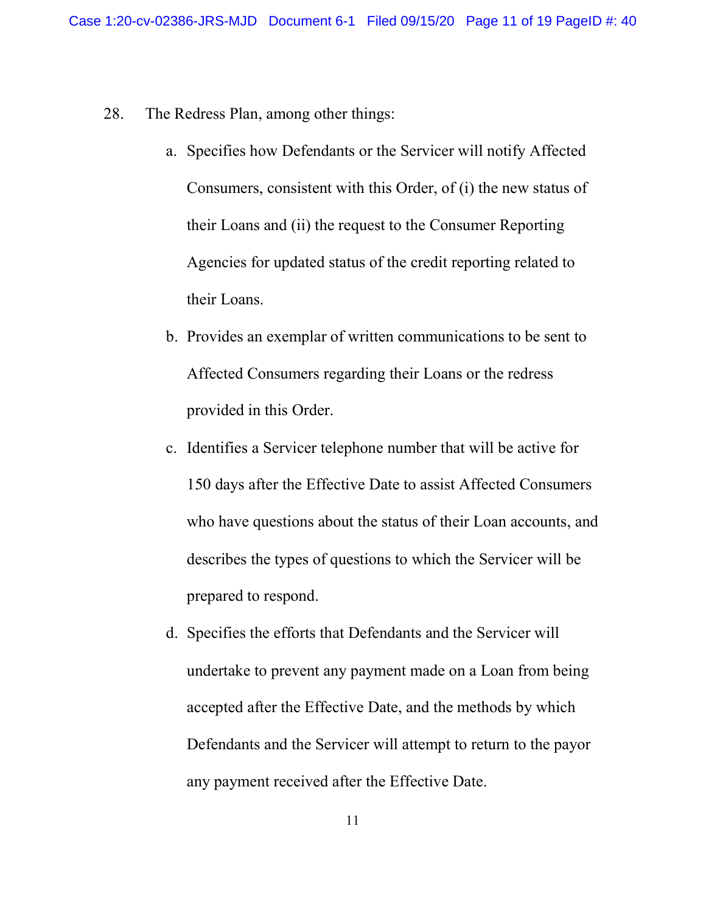28. The Redress Plan, among other things:

    a. Specifies how Defendants or the Servicer will notify Affected Consumers, consistent with this Order, of (i) the new status of their Loans and (ii) the request to the Consumer Reporting Agencies for updated status of the credit reporting related to their Loans.

    b. Provides an exemplar of written communications to be sent to Affected Consumers regarding their Loans or the redress provided in this Order.

    c. Identifies a Servicer telephone number that will be active for 150 days after the Effective Date to assist Affected Consumers who have questions about the status of their Loan accounts, and describes the types of questions to which the Servicer will be prepared to respond.

    d. Specifies the efforts that Defendants and the Servicer will undertake to prevent any payment made on a Loan from being accepted after the Effective Date, and the methods by which Defendants and the Servicer will attempt to return to the payor any payment received after the Effective Date.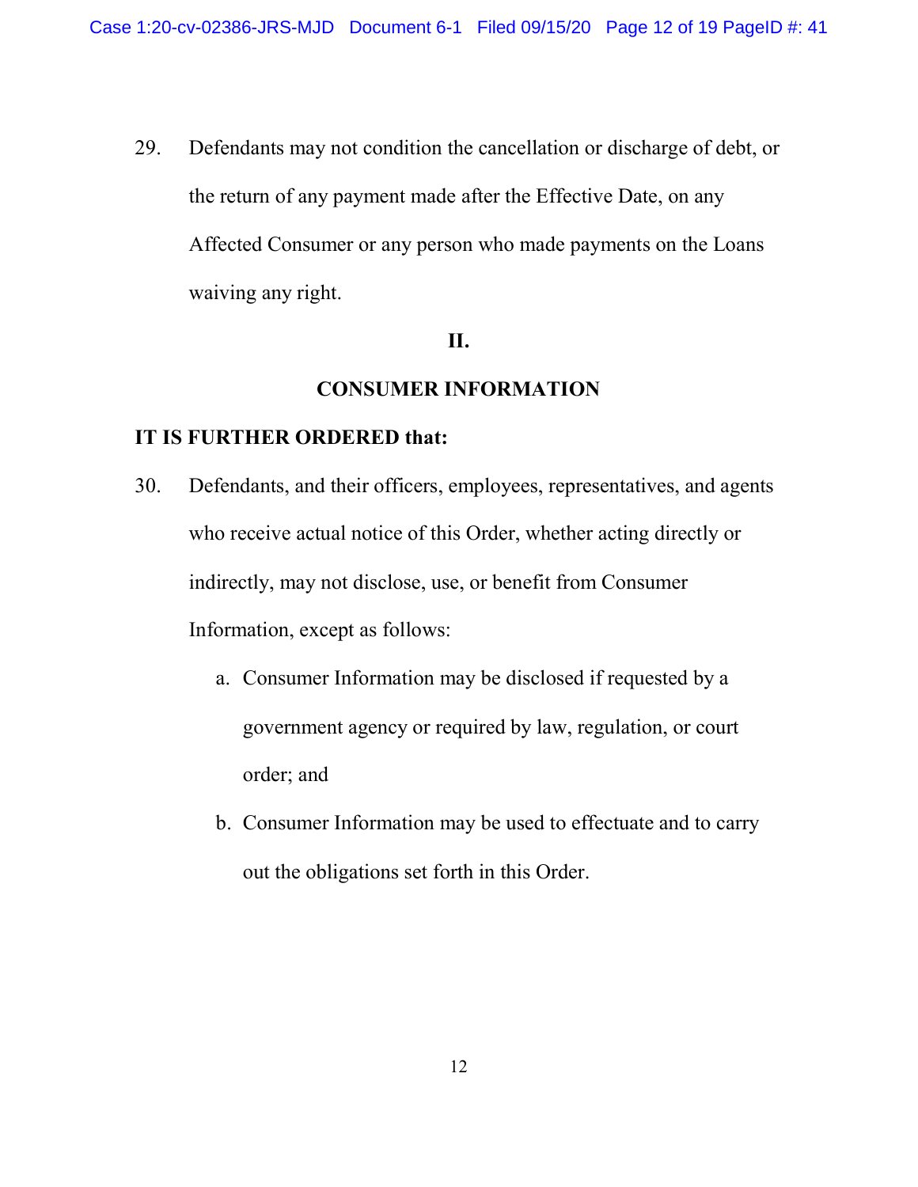29. Defendants may not condition the cancellation or discharge of debt, or the return of any payment made after the Effective Date, on any Affected Consumer or any person who made payments on the Loans waiving any right.

## II.

## CONSUMER INFORMATION

**IT IS FURTHER ORDERED that:**

30. Defendants, and their officers, employees, representatives, and agents who receive actual notice of this Order, whether acting directly or indirectly, may not disclose, use, or benefit from Consumer Information, except as follows:

    a. Consumer Information may be disclosed if requested by a government agency or required by law, regulation, or court order; and

    b. Consumer Information may be used to effectuate and to carry out the obligations set forth in this Order.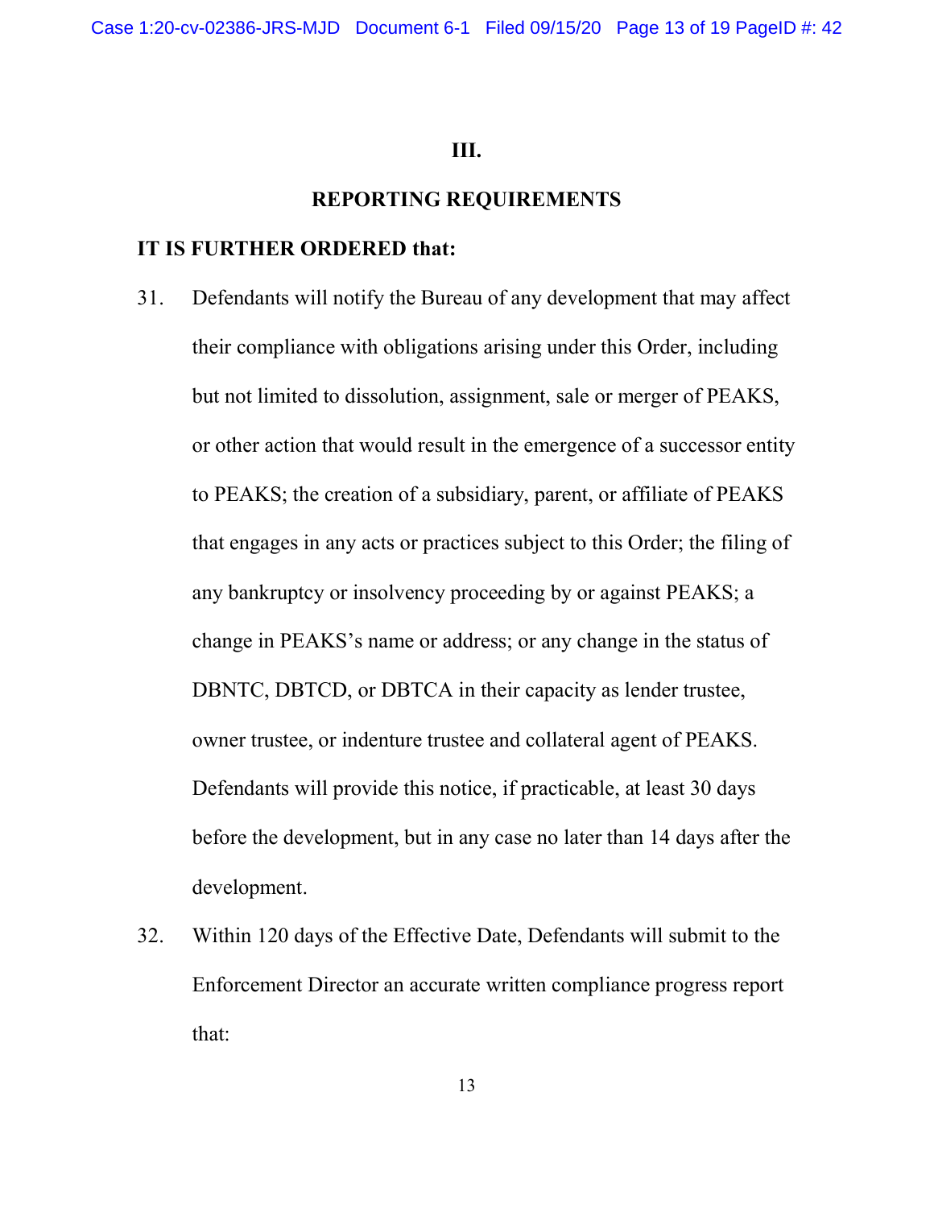# III.

## REPORTING REQUIREMENTS

**IT IS FURTHER ORDERED that:**

31. Defendants will notify the Bureau of any development that may affect their compliance with obligations arising under this Order, including but not limited to dissolution, assignment, sale or merger of PEAKS, or other action that would result in the emergence of a successor entity to PEAKS; the creation of a subsidiary, parent, or affiliate of PEAKS that engages in any acts or practices subject to this Order; the filing of any bankruptcy or insolvency proceeding by or against PEAKS; a change in PEAKS's name or address; or any change in the status of DBNTC, DBTCD, or DBTCA in their capacity as lender trustee, owner trustee, or indenture trustee and collateral agent of PEAKS. Defendants will provide this notice, if practicable, at least 30 days before the development, but in any case no later than 14 days after the development.

32. Within 120 days of the Effective Date, Defendants will submit to the Enforcement Director an accurate written compliance progress report that: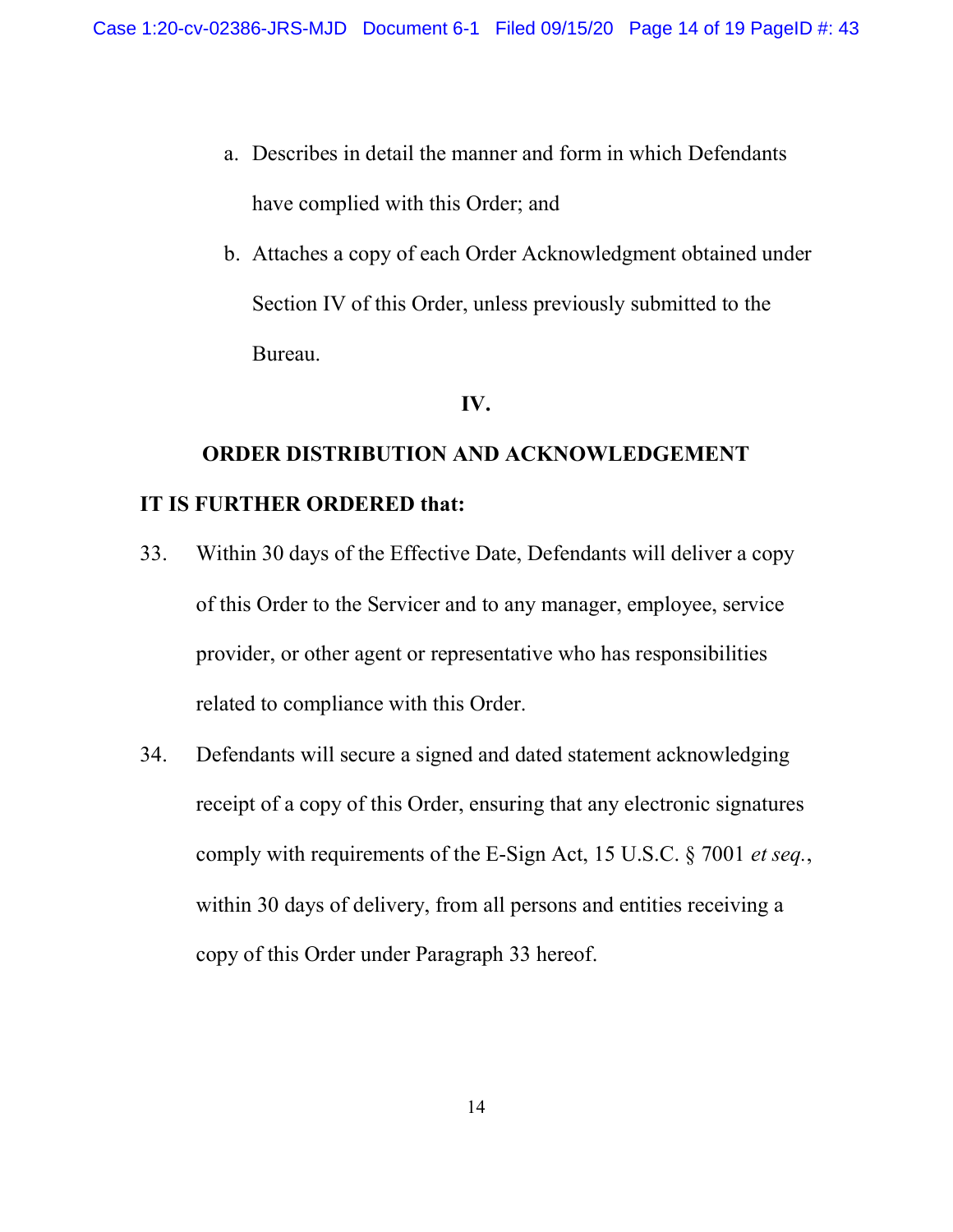a. Describes in detail the manner and form in which Defendants have complied with this Order; and

b. Attaches a copy of each Order Acknowledgment obtained under Section IV of this Order, unless previously submitted to the Bureau.

## IV.

## ORDER DISTRIBUTION AND ACKNOWLEDGEMENT

**IT IS FURTHER ORDERED that:**

33. Within 30 days of the Effective Date, Defendants will deliver a copy of this Order to the Servicer and to any manager, employee, service provider, or other agent or representative who has responsibilities related to compliance with this Order.

34. Defendants will secure a signed and dated statement acknowledging receipt of a copy of this Order, ensuring that any electronic signatures comply with requirements of the E-Sign Act, 15 U.S.C. § 7001 *et seq.*, within 30 days of delivery, from all persons and entities receiving a copy of this Order under Paragraph 33 hereof.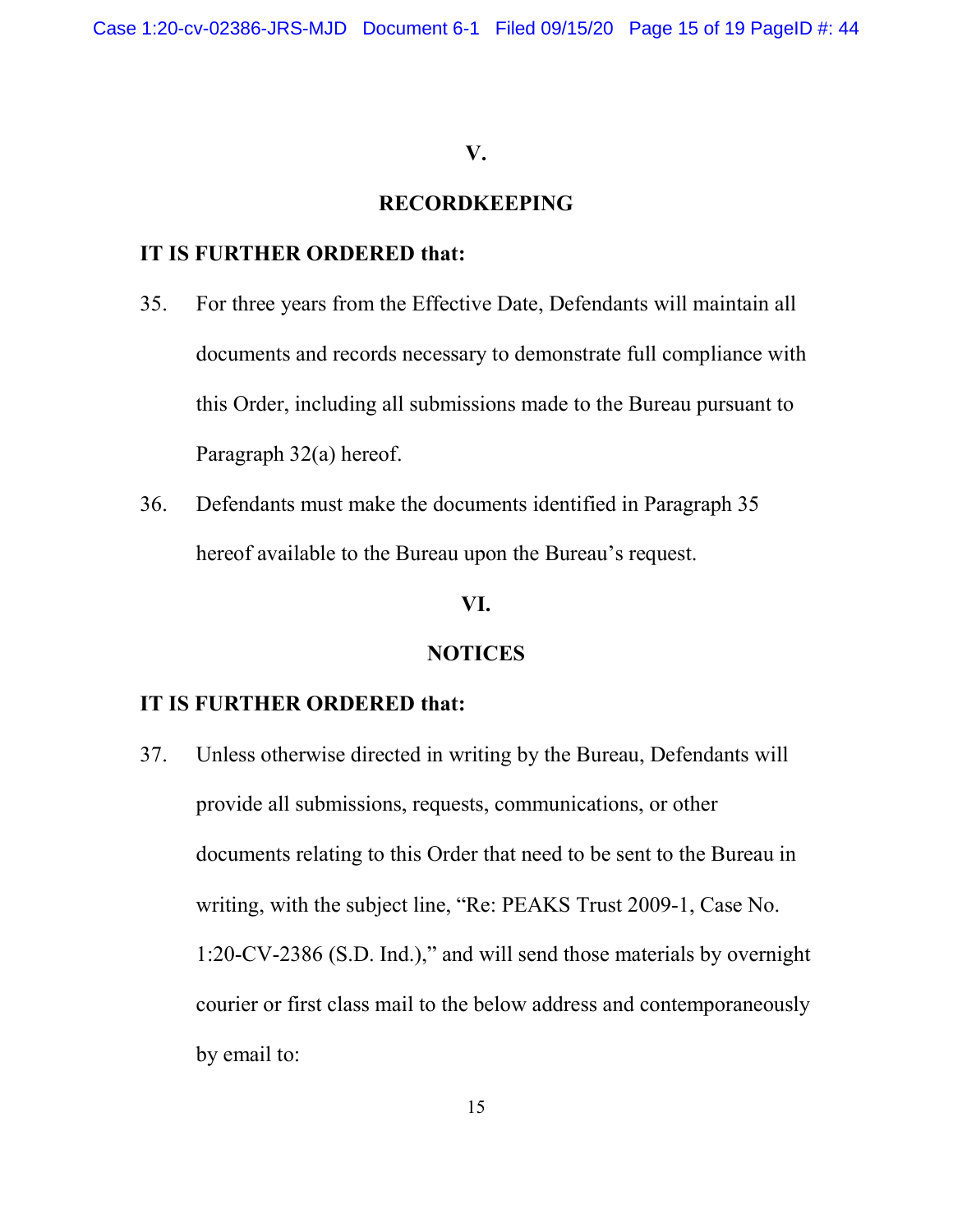## V.

## RECORDKEEPING

**IT IS FURTHER ORDERED that:**

35. For three years from the Effective Date, Defendants will maintain all documents and records necessary to demonstrate full compliance with this Order, including all submissions made to the Bureau pursuant to Paragraph 32(a) hereof.

36. Defendants must make the documents identified in Paragraph 35 hereof available to the Bureau upon the Bureau's request.

## VI.

## NOTICES

**IT IS FURTHER ORDERED that:**

37. Unless otherwise directed in writing by the Bureau, Defendants will provide all submissions, requests, communications, or other documents relating to this Order that need to be sent to the Bureau in writing, with the subject line, "Re: PEAKS Trust 2009-1, Case No. 1:20-CV-2386 (S.D. Ind.)," and will send those materials by overnight courier or first class mail to the below address and contemporaneously by email to: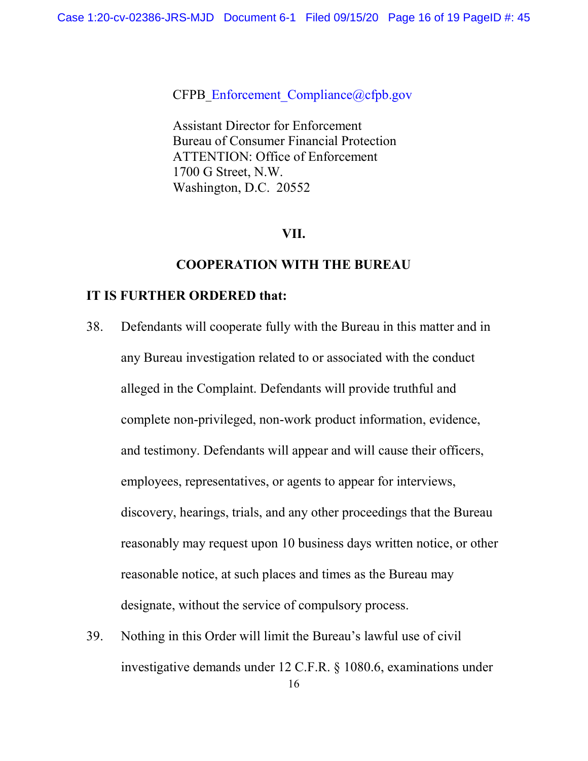CFPB_Enforcement_Compliance@cfpb.gov

Assistant Director for Enforcement
Bureau of Consumer Financial Protection
ATTENTION: Office of Enforcement
1700 G Street, N.W.
Washington, D.C. 20552

## VII.

## COOPERATION WITH THE BUREAU

**IT IS FURTHER ORDERED that:**

38. Defendants will cooperate fully with the Bureau in this matter and in any Bureau investigation related to or associated with the conduct alleged in the Complaint. Defendants will provide truthful and complete non-privileged, non-work product information, evidence, and testimony. Defendants will appear and will cause their officers, employees, representatives, or agents to appear for interviews, discovery, hearings, trials, and any other proceedings that the Bureau reasonably may request upon 10 business days written notice, or other reasonable notice, at such places and times as the Bureau may designate, without the service of compulsory process.

39. Nothing in this Order will limit the Bureau's lawful use of civil investigative demands under 12 C.F.R. § 1080.6, examinations under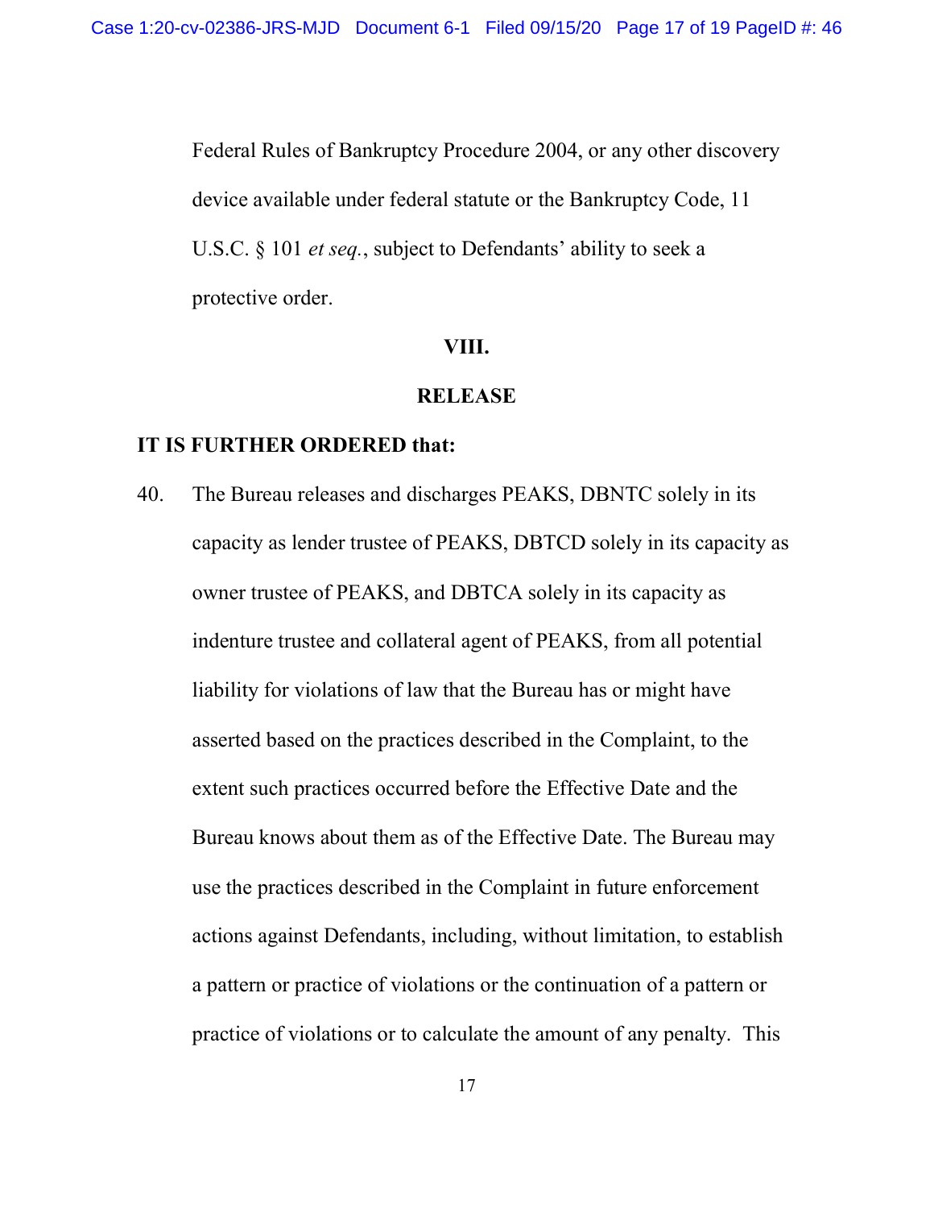Federal Rules of Bankruptcy Procedure 2004, or any other discovery device available under federal statute or the Bankruptcy Code, 11 U.S.C. § 101 *et seq.*, subject to Defendants' ability to seek a protective order.

## VIII.

## RELEASE

**IT IS FURTHER ORDERED that:**

40. The Bureau releases and discharges PEAKS, DBNTC solely in its capacity as lender trustee of PEAKS, DBTCD solely in its capacity as owner trustee of PEAKS, and DBTCA solely in its capacity as indenture trustee and collateral agent of PEAKS, from all potential liability for violations of law that the Bureau has or might have asserted based on the practices described in the Complaint, to the extent such practices occurred before the Effective Date and the Bureau knows about them as of the Effective Date. The Bureau may use the practices described in the Complaint in future enforcement actions against Defendants, including, without limitation, to establish a pattern or practice of violations or the continuation of a pattern or practice of violations or to calculate the amount of any penalty. This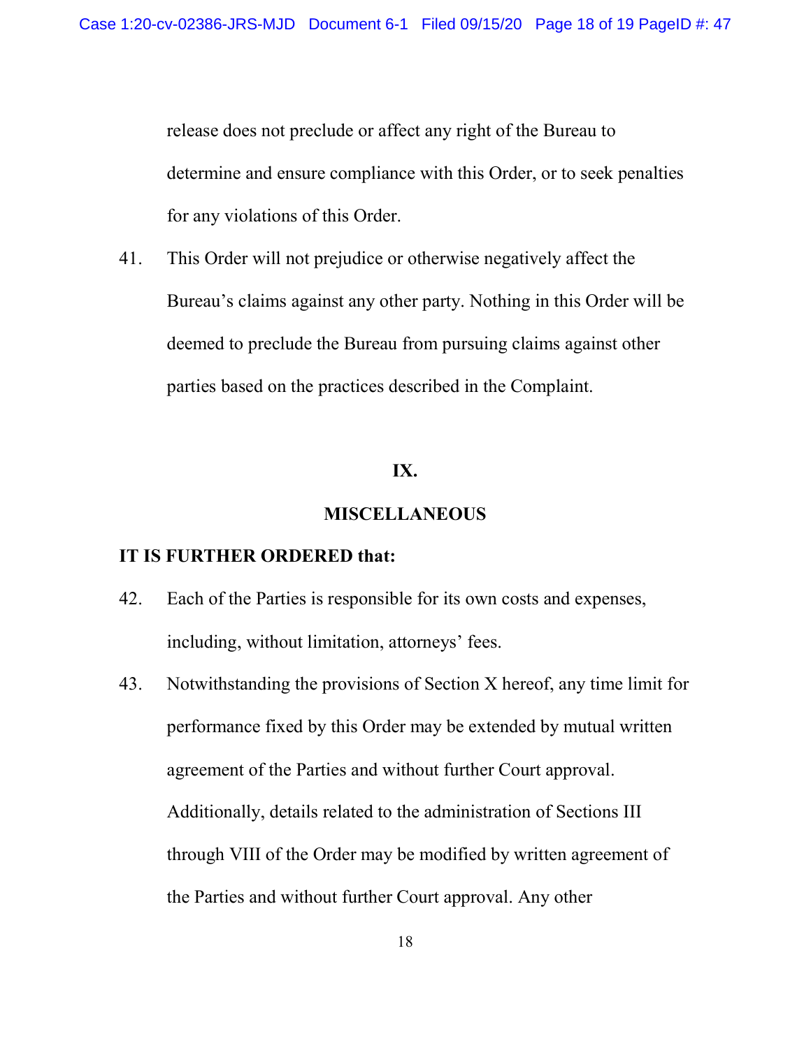release does not preclude or affect any right of the Bureau to determine and ensure compliance with this Order, or to seek penalties for any violations of this Order.

41. This Order will not prejudice or otherwise negatively affect the Bureau's claims against any other party. Nothing in this Order will be deemed to preclude the Bureau from pursuing claims against other parties based on the practices described in the Complaint.

## IX.

## MISCELLANEOUS

**IT IS FURTHER ORDERED that:**

42. Each of the Parties is responsible for its own costs and expenses, including, without limitation, attorneys' fees.

43. Notwithstanding the provisions of Section X hereof, any time limit for performance fixed by this Order may be extended by mutual written agreement of the Parties and without further Court approval. Additionally, details related to the administration of Sections III through VIII of the Order may be modified by written agreement of the Parties and without further Court approval. Any other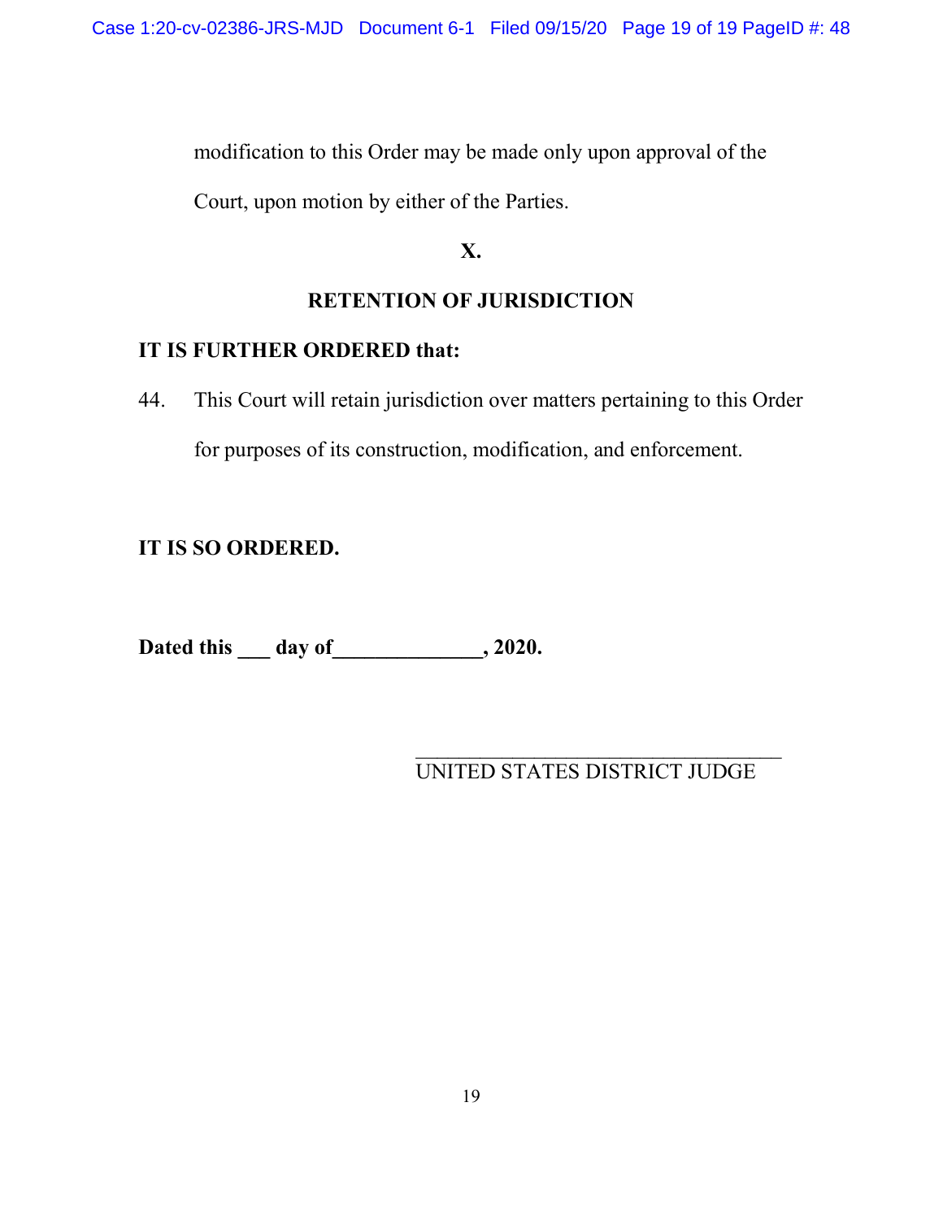modification to this Order may be made only upon approval of the Court, upon motion by either of the Parties.

## X.

## RETENTION OF JURISDICTION

**IT IS FURTHER ORDERED that:**

44. This Court will retain jurisdiction over matters pertaining to this Order for purposes of its construction, modification, and enforcement.

**IT IS SO ORDERED.**

**Dated this ___ day of______________, 2020.**

___________________________________
UNITED STATES DISTRICT JUDGE